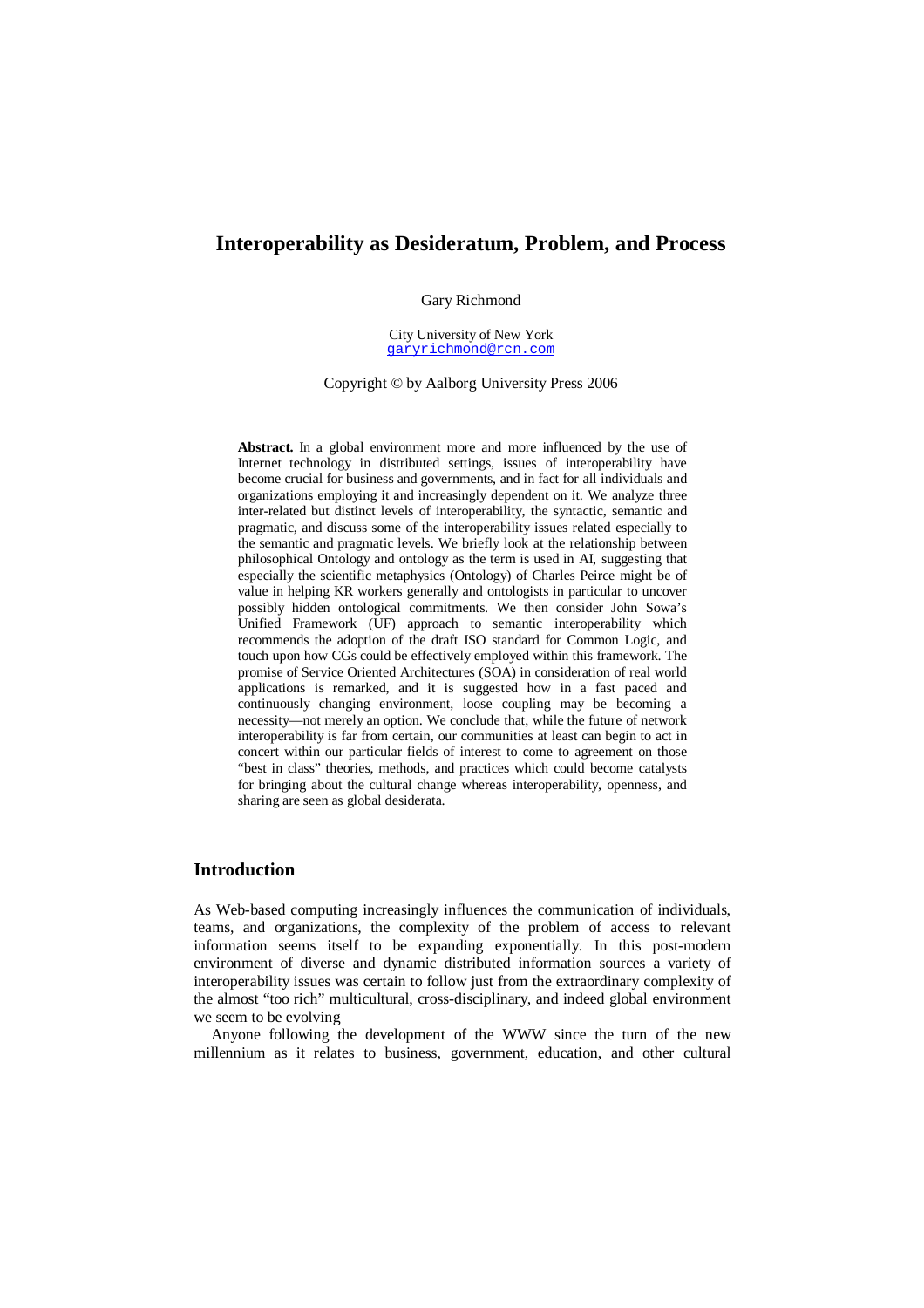# Interoperability as Desideratum, Problem, and Process

Gary Richmond

City University of New York
garyrichmond@rcn.com

Copyright © by Aalborg University Press 2006

**Abstract.** In a global environment more and more influenced by the use of Internet technology in distributed settings, issues of interoperability have become crucial for business and governments, and in fact for all individuals and organizations employing it and increasingly dependent on it. We analyze three inter-related but distinct levels of interoperability, the syntactic, semantic and pragmatic, and discuss some of the interoperability issues related especially to the semantic and pragmatic levels. We briefly look at the relationship between philosophical Ontology and ontology as the term is used in AI, suggesting that especially the scientific metaphysics (Ontology) of Charles Peirce might be of value in helping KR workers generally and ontologists in particular to uncover possibly hidden ontological commitments. We then consider John Sowa's Unified Framework (UF) approach to semantic interoperability which recommends the adoption of the draft ISO standard for Common Logic, and touch upon how CGs could be effectively employed within this framework. The promise of Service Oriented Architectures (SOA) in consideration of real world applications is remarked, and it is suggested how in a fast paced and continuously changing environment, loose coupling may be becoming a necessity—not merely an option. We conclude that, while the future of network interoperability is far from certain, our communities at least can begin to act in concert within our particular fields of interest to come to agreement on those "best in class" theories, methods, and practices which could become catalysts for bringing about the cultural change whereas interoperability, openness, and sharing are seen as global desiderata.

## Introduction

As Web-based computing increasingly influences the communication of individuals, teams, and organizations, the complexity of the problem of access to relevant information seems itself to be expanding exponentially. In this post-modern environment of diverse and dynamic distributed information sources a variety of interoperability issues was certain to follow just from the extraordinary complexity of the almost "too rich" multicultural, cross-disciplinary, and indeed global environment we seem to be evolving

Anyone following the development of the WWW since the turn of the new millennium as it relates to business, government, education, and other cultural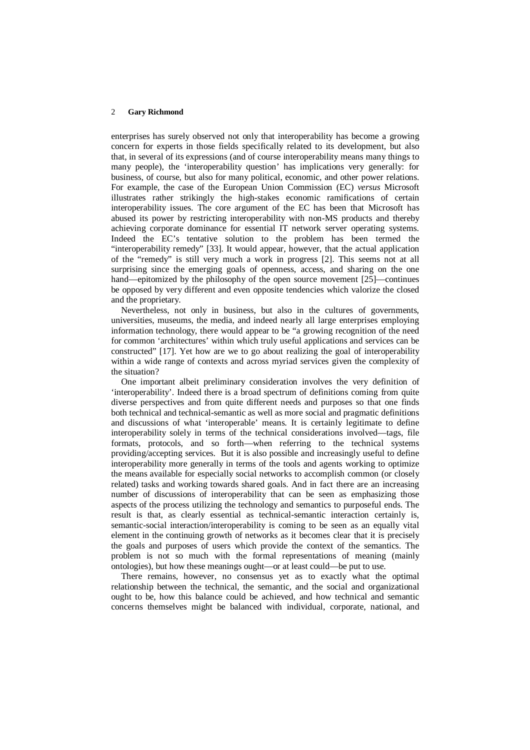enterprises has surely observed not only that interoperability has become a growing concern for experts in those fields specifically related to its development, but also that, in several of its expressions (and of course interoperability means many things to many people), the 'interoperability question' has implications very generally: for business, of course, but also for many political, economic, and other power relations. For example, the case of the European Union Commission (EC) *versus* Microsoft illustrates rather strikingly the high-stakes economic ramifications of certain interoperability issues. The core argument of the EC has been that Microsoft has abused its power by restricting interoperability with non-MS products and thereby achieving corporate dominance for essential IT network server operating systems. Indeed the EC's tentative solution to the problem has been termed the "interoperability remedy" [33]. It would appear, however, that the actual application of the "remedy" is still very much a work in progress [2]. This seems not at all surprising since the emerging goals of openness, access, and sharing on the one hand—epitomized by the philosophy of the open source movement [25]—continues be opposed by very different and even opposite tendencies which valorize the closed and the proprietary.

Nevertheless, not only in business, but also in the cultures of governments, universities, museums, the media, and indeed nearly all large enterprises employing information technology, there would appear to be "a growing recognition of the need for common 'architectures' within which truly useful applications and services can be constructed" [17]. Yet how are we to go about realizing the goal of interoperability within a wide range of contexts and across myriad services given the complexity of the situation?

One important albeit preliminary consideration involves the very definition of 'interoperability'. Indeed there is a broad spectrum of definitions coming from quite diverse perspectives and from quite different needs and purposes so that one finds both technical and technical-semantic as well as more social and pragmatic definitions and discussions of what 'interoperable' means. It is certainly legitimate to define interoperability solely in terms of the technical considerations involved—tags, file formats, protocols, and so forth—when referring to the technical systems providing/accepting services. But it is also possible and increasingly useful to define interoperability more generally in terms of the tools and agents working to optimize the means available for especially social networks to accomplish common (or closely related) tasks and working towards shared goals. And in fact there are an increasing number of discussions of interoperability that can be seen as emphasizing those aspects of the process utilizing the technology and semantics to purposeful ends. The result is that, as clearly essential as technical-semantic interaction certainly is, semantic-social interaction/interoperability is coming to be seen as an equally vital element in the continuing growth of networks as it becomes clear that it is precisely the goals and purposes of users which provide the context of the semantics. The problem is not so much with the formal representations of meaning (mainly ontologies), but how these meanings ought—or at least could—be put to use.

There remains, however, no consensus yet as to exactly what the optimal relationship between the technical, the semantic, and the social and organizational ought to be, how this balance could be achieved, and how technical and semantic concerns themselves might be balanced with individual, corporate, national, and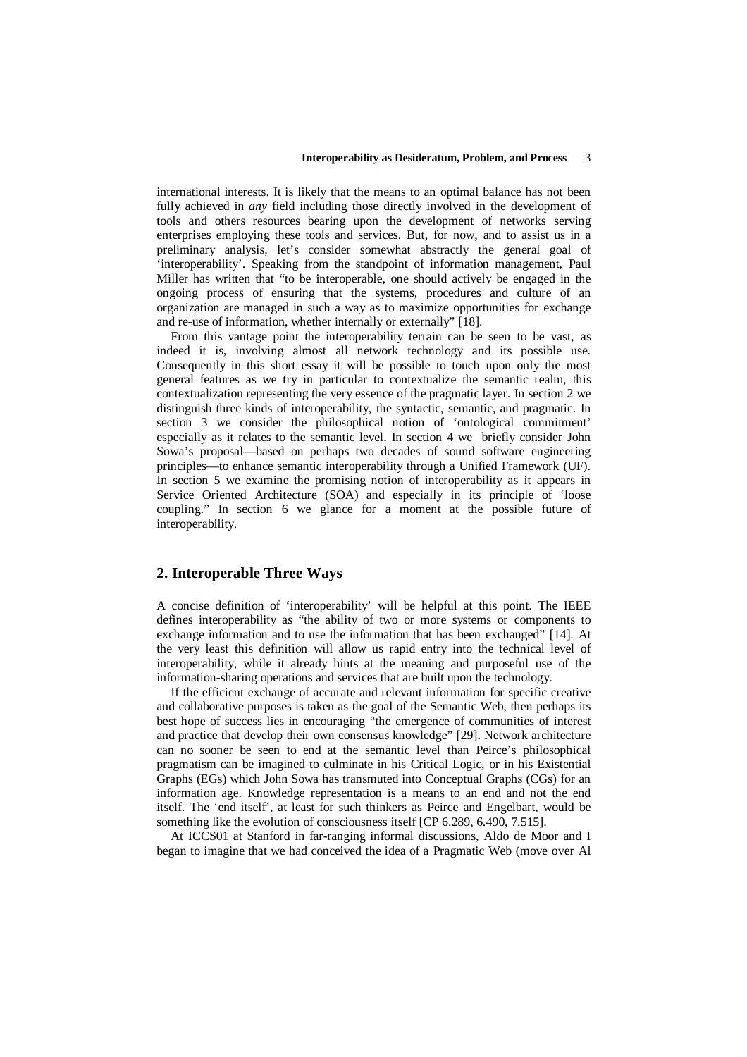international interests. It is likely that the means to an optimal balance has not been fully achieved in *any* field including those directly involved in the development of tools and others resources bearing upon the development of networks serving enterprises employing these tools and services. But, for now, and to assist us in a preliminary analysis, let's consider somewhat abstractly the general goal of 'interoperability'. Speaking from the standpoint of information management, Paul Miller has written that "to be interoperable, one should actively be engaged in the ongoing process of ensuring that the systems, procedures and culture of an organization are managed in such a way as to maximize opportunities for exchange and re-use of information, whether internally or externally" [18].

From this vantage point the interoperability terrain can be seen to be vast, as indeed it is, involving almost all network technology and its possible use. Consequently in this short essay it will be possible to touch upon only the most general features as we try in particular to contextualize the semantic realm, this contextualization representing the very essence of the pragmatic layer. In section 2 we distinguish three kinds of interoperability, the syntactic, semantic, and pragmatic. In section 3 we consider the philosophical notion of 'ontological commitment' especially as it relates to the semantic level. In section 4 we briefly consider John Sowa's proposal—based on perhaps two decades of sound software engineering principles—to enhance semantic interoperability through a Unified Framework (UF). In section 5 we examine the promising notion of interoperability as it appears in Service Oriented Architecture (SOA) and especially in its principle of 'loose coupling." In section 6 we glance for a moment at the possible future of interoperability.

## 2. Interoperable Three Ways

A concise definition of 'interoperability' will be helpful at this point. The IEEE defines interoperability as "the ability of two or more systems or components to exchange information and to use the information that has been exchanged" [14]. At the very least this definition will allow us rapid entry into the technical level of interoperability, while it already hints at the meaning and purposeful use of the information-sharing operations and services that are built upon the technology.

If the efficient exchange of accurate and relevant information for specific creative and collaborative purposes is taken as the goal of the Semantic Web, then perhaps its best hope of success lies in encouraging "the emergence of communities of interest and practice that develop their own consensus knowledge" [29]. Network architecture can no sooner be seen to end at the semantic level than Peirce's philosophical pragmatism can be imagined to culminate in his Critical Logic, or in his Existential Graphs (EGs) which John Sowa has transmuted into Conceptual Graphs (CGs) for an information age. Knowledge representation is a means to an end and not the end itself. The 'end itself', at least for such thinkers as Peirce and Engelbart, would be something like the evolution of consciousness itself [CP 6.289, 6.490, 7.515].

At ICCS01 at Stanford in far-ranging informal discussions, Aldo de Moor and I began to imagine that we had conceived the idea of a Pragmatic Web (move over Al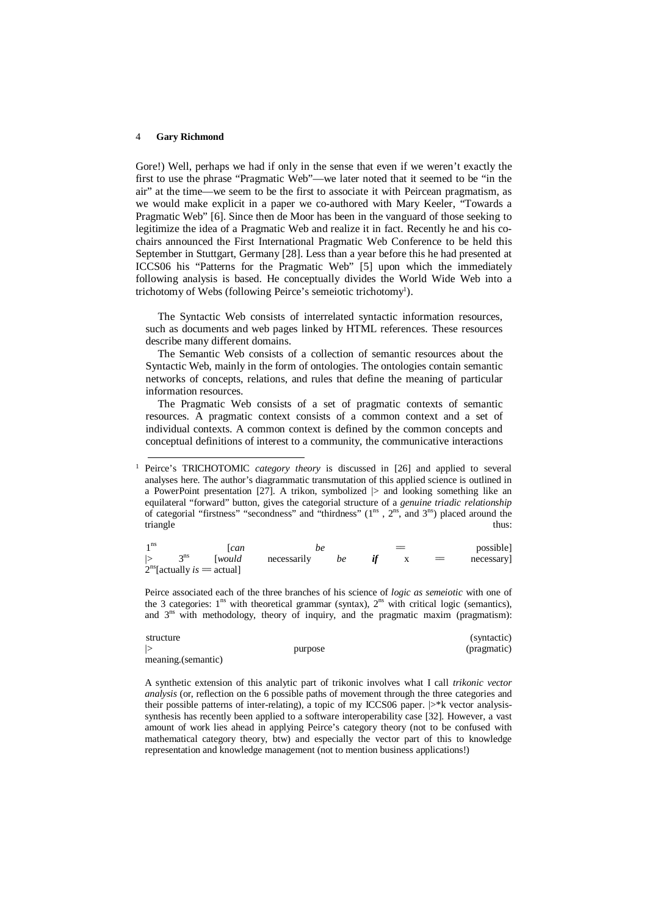Gore!) Well, perhaps we had if only in the sense that even if we weren't exactly the first to use the phrase "Pragmatic Web"—we later noted that it seemed to be "in the air" at the time—we seem to be the first to associate it with Peircean pragmatism, as we would make explicit in a paper we co-authored with Mary Keeler, "Towards a Pragmatic Web" [6]. Since then de Moor has been in the vanguard of those seeking to legitimize the idea of a Pragmatic Web and realize it in fact. Recently he and his co-chairs announced the First International Pragmatic Web Conference to be held this September in Stuttgart, Germany [28]. Less than a year before this he had presented at ICCS06 his "Patterns for the Pragmatic Web" [5] upon which the immediately following analysis is based. He conceptually divides the World Wide Web into a trichotomy of Webs (following Peirce's semeiotic trichotomy[1]).

> The Syntactic Web consists of interrelated syntactic information resources, such as documents and web pages linked by HTML references. These resources describe many different domains.
>
> The Semantic Web consists of a collection of semantic resources about the Syntactic Web, mainly in the form of ontologies. The ontologies contain semantic networks of concepts, relations, and rules that define the meaning of particular information resources.
>
> The Pragmatic Web consists of a set of pragmatic contexts of semantic resources. A pragmatic context consists of a common context and a set of individual contexts. A common context is defined by the common concepts and conceptual definitions of interest to a community, the communicative interactions

---

[1] Peirce's TRICHOTOMIC *category theory* is discussed in [26] and applied to several analyses here. The author's diagrammatic transmutation of this applied science is outlined in a PowerPoint presentation [27]. A trikon, symbolized |> and looking something like an equilateral "forward" button, gives the categorial structure of a *genuine triadic relationship* of categorial "firstness" "secondness" and "thirdness" ($1^{ns}$ , $2^{ns}$, and $3^{ns}$) placed around the triangle thus:

$1^{ns}$ [*can* *be* = possible]
|> $3^{ns}$ [*would* necessarily *be* ***if*** x = necessary]
$2^{ns}$[actually *is* = actual]

Peirce associated each of the three branches of his science of *logic as semeiotic* with one of the 3 categories: $1^{ns}$ with theoretical grammar (syntax), $2^{ns}$ with critical logic (semantics), and $3^{ns}$ with methodology, theory of inquiry, and the pragmatic maxim (pragmatism):

structure (syntactic)
|> purpose (pragmatic)
meaning.(semantic)

A synthetic extension of this analytic part of trikonic involves what I call *trikonic vector analysis* (or, reflection on the 6 possible paths of movement through the three categories and their possible patterns of inter-relating), a topic of my ICCS06 paper. |>*k vector analysis-synthesis has recently been applied to a software interoperability case [32]. However, a vast amount of work lies ahead in applying Peirce's category theory (not to be confused with mathematical category theory, btw) and especially the vector part of this to knowledge representation and knowledge management (not to mention business applications!)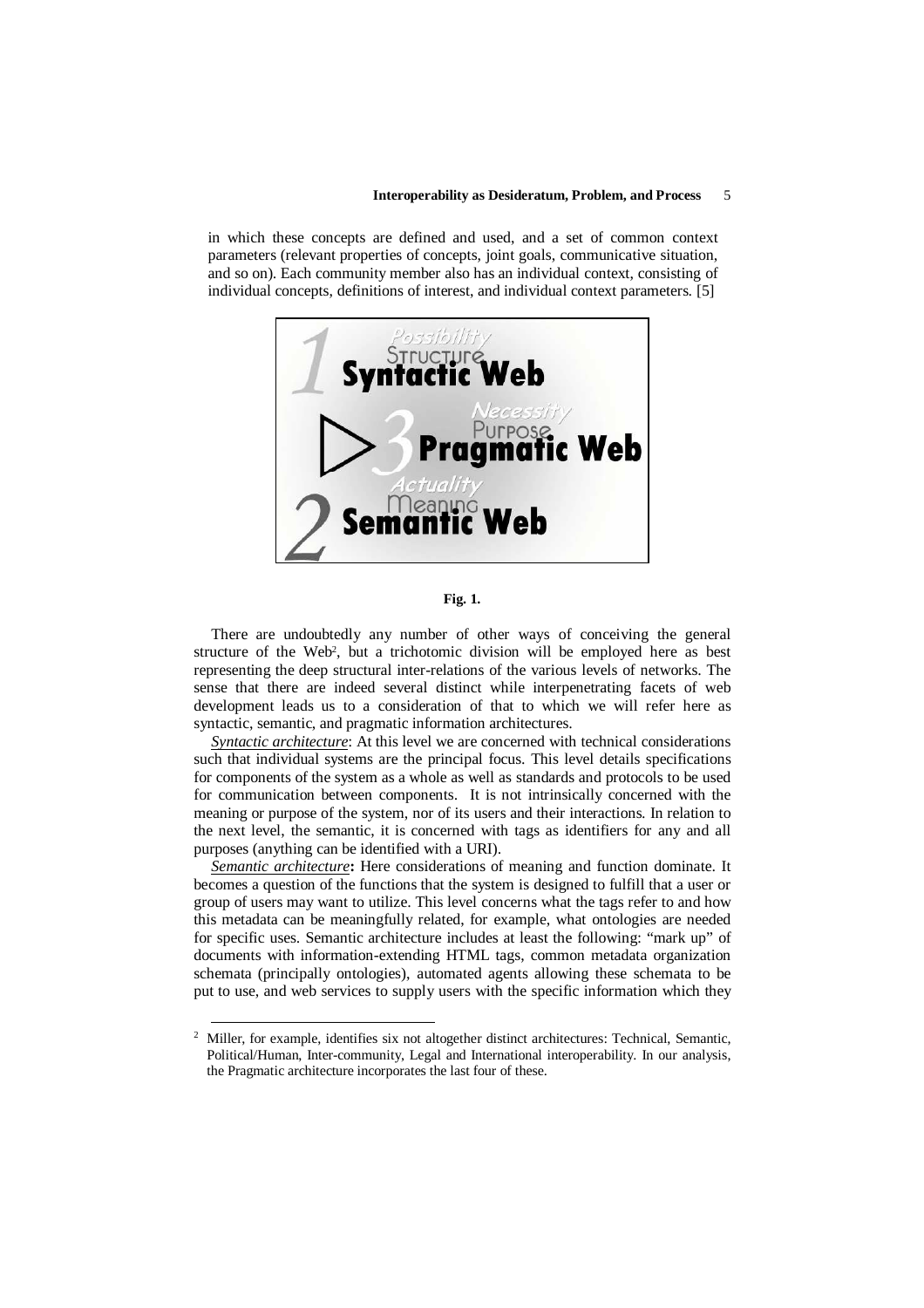in which these concepts are defined and used, and a set of common context parameters (relevant properties of concepts, joint goals, communicative situation, and so on). Each community member also has an individual context, consisting of individual concepts, definitions of interest, and individual context parameters. [5]

**Fig. 1.**

There are undoubtedly any number of other ways of conceiving the general structure of the Web[2], but a trichotomic division will be employed here as best representing the deep structural inter-relations of the various levels of networks. The sense that there are indeed several distinct while interpenetrating facets of web development leads us to a consideration of that to which we will refer here as syntactic, semantic, and pragmatic information architectures.

*Syntactic architecture*: At this level we are concerned with technical considerations such that individual systems are the principal focus. This level details specifications for components of the system as a whole as well as standards and protocols to be used for communication between components. It is not intrinsically concerned with the meaning or purpose of the system, nor of its users and their interactions. In relation to the next level, the semantic, it is concerned with tags as identifiers for any and all purposes (anything can be identified with a URI).

*Semantic architecture***:** Here considerations of meaning and function dominate. It becomes a question of the functions that the system is designed to fulfill that a user or group of users may want to utilize. This level concerns what the tags refer to and how this metadata can be meaningfully related, for example, what ontologies are needed for specific uses. Semantic architecture includes at least the following: "mark up" of documents with information-extending HTML tags, common metadata organization schemata (principally ontologies), automated agents allowing these schemata to be put to use, and web services to supply users with the specific information which they

[2] Miller, for example, identifies six not altogether distinct architectures: Technical, Semantic, Political/Human, Inter-community, Legal and International interoperability. In our analysis, the Pragmatic architecture incorporates the last four of these.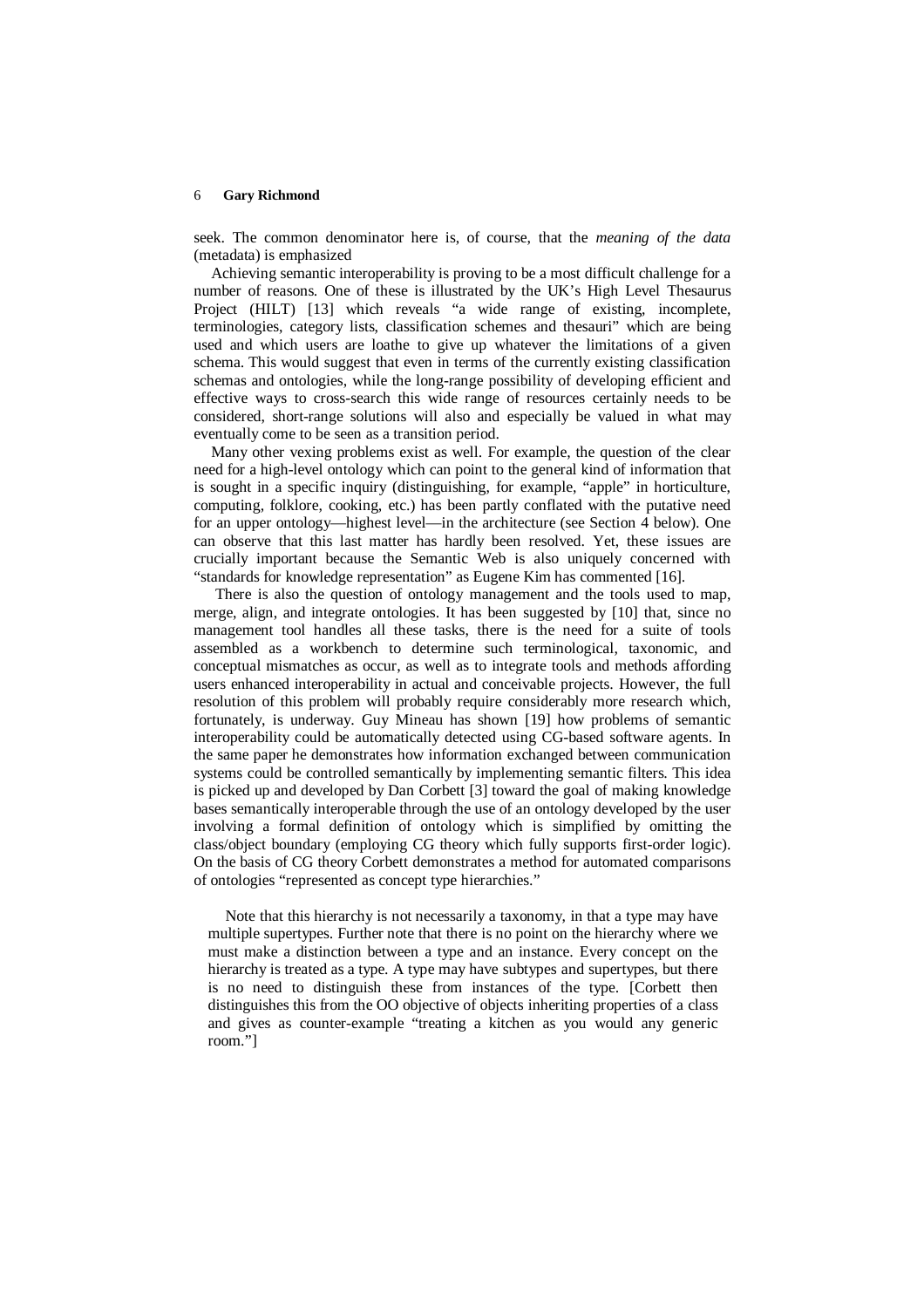seek. The common denominator here is, of course, that the *meaning of the data* (metadata) is emphasized

Achieving semantic interoperability is proving to be a most difficult challenge for a number of reasons. One of these is illustrated by the UK's High Level Thesaurus Project (HILT) [13] which reveals "a wide range of existing, incomplete, terminologies, category lists, classification schemes and thesauri" which are being used and which users are loathe to give up whatever the limitations of a given schema. This would suggest that even in terms of the currently existing classification schemas and ontologies, while the long-range possibility of developing efficient and effective ways to cross-search this wide range of resources certainly needs to be considered, short-range solutions will also and especially be valued in what may eventually come to be seen as a transition period.

Many other vexing problems exist as well. For example, the question of the clear need for a high-level ontology which can point to the general kind of information that is sought in a specific inquiry (distinguishing, for example, "apple" in horticulture, computing, folklore, cooking, etc.) has been partly conflated with the putative need for an upper ontology—highest level—in the architecture (see Section 4 below). One can observe that this last matter has hardly been resolved. Yet, these issues are crucially important because the Semantic Web is also uniquely concerned with "standards for knowledge representation" as Eugene Kim has commented [16].

There is also the question of ontology management and the tools used to map, merge, align, and integrate ontologies. It has been suggested by [10] that, since no management tool handles all these tasks, there is the need for a suite of tools assembled as a workbench to determine such terminological, taxonomic, and conceptual mismatches as occur, as well as to integrate tools and methods affording users enhanced interoperability in actual and conceivable projects. However, the full resolution of this problem will probably require considerably more research which, fortunately, is underway. Guy Mineau has shown [19] how problems of semantic interoperability could be automatically detected using CG-based software agents. In the same paper he demonstrates how information exchanged between communication systems could be controlled semantically by implementing semantic filters. This idea is picked up and developed by Dan Corbett [3] toward the goal of making knowledge bases semantically interoperable through the use of an ontology developed by the user involving a formal definition of ontology which is simplified by omitting the class/object boundary (employing CG theory which fully supports first-order logic). On the basis of CG theory Corbett demonstrates a method for automated comparisons of ontologies "represented as concept type hierarchies."

> Note that this hierarchy is not necessarily a taxonomy, in that a type may have multiple supertypes. Further note that there is no point on the hierarchy where we must make a distinction between a type and an instance. Every concept on the hierarchy is treated as a type. A type may have subtypes and supertypes, but there is no need to distinguish these from instances of the type. [Corbett then distinguishes this from the OO objective of objects inheriting properties of a class and gives as counter-example "treating a kitchen as you would any generic room."]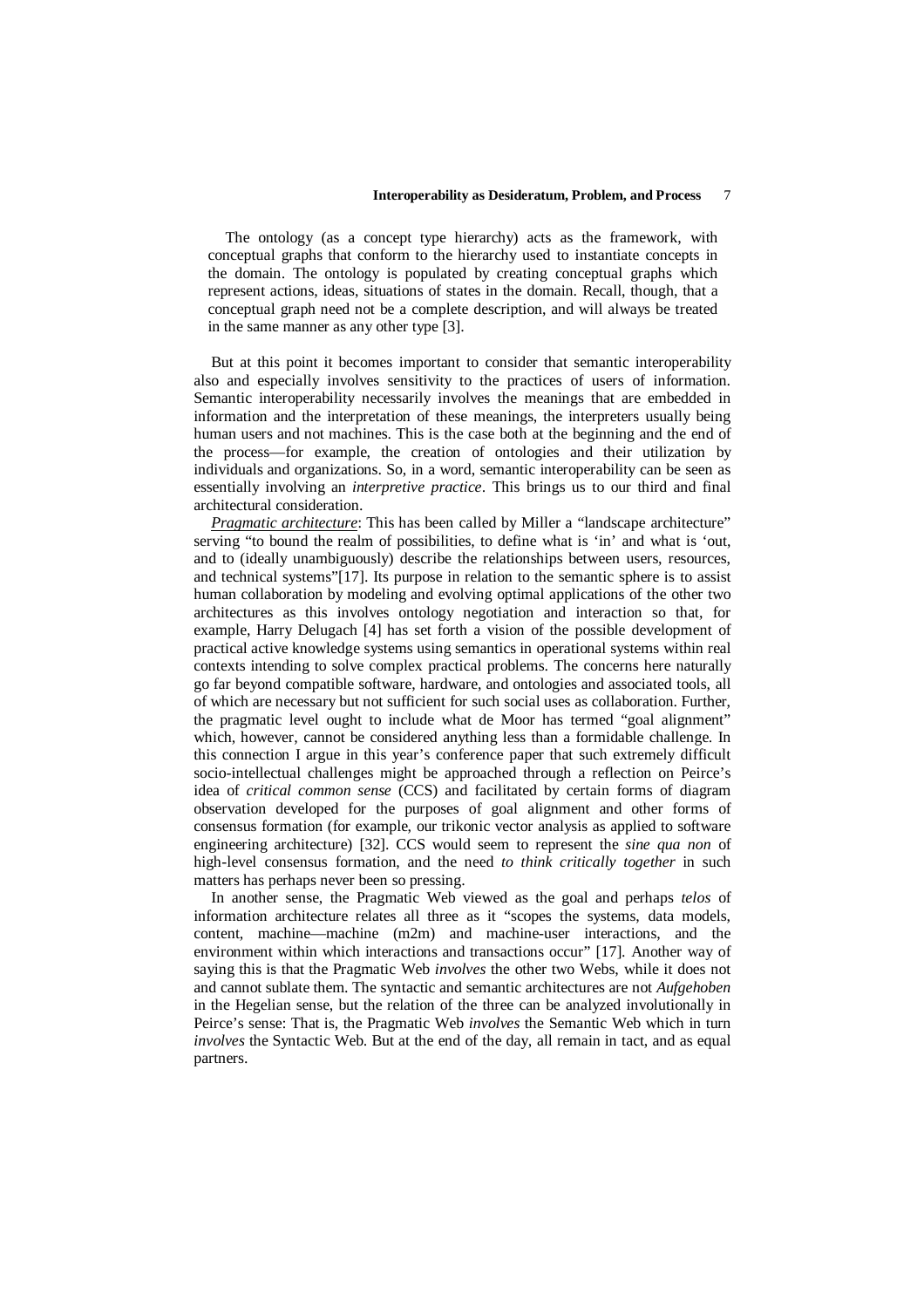> The ontology (as a concept type hierarchy) acts as the framework, with conceptual graphs that conform to the hierarchy used to instantiate concepts in the domain. The ontology is populated by creating conceptual graphs which represent actions, ideas, situations of states in the domain. Recall, though, that a conceptual graph need not be a complete description, and will always be treated in the same manner as any other type [3].

But at this point it becomes important to consider that semantic interoperability also and especially involves sensitivity to the practices of users of information. Semantic interoperability necessarily involves the meanings that are embedded in information and the interpretation of these meanings, the interpreters usually being human users and not machines. This is the case both at the beginning and the end of the process—for example, the creation of ontologies and their utilization by individuals and organizations. So, in a word, semantic interoperability can be seen as essentially involving an *interpretive practice*. This brings us to our third and final architectural consideration.

*Pragmatic architecture*: This has been called by Miller a "landscape architecture" serving "to bound the realm of possibilities, to define what is 'in' and what is 'out, and to (ideally unambiguously) describe the relationships between users, resources, and technical systems"[17]. Its purpose in relation to the semantic sphere is to assist human collaboration by modeling and evolving optimal applications of the other two architectures as this involves ontology negotiation and interaction so that, for example, Harry Delugach [4] has set forth a vision of the possible development of practical active knowledge systems using semantics in operational systems within real contexts intending to solve complex practical problems. The concerns here naturally go far beyond compatible software, hardware, and ontologies and associated tools, all of which are necessary but not sufficient for such social uses as collaboration. Further, the pragmatic level ought to include what de Moor has termed "goal alignment" which, however, cannot be considered anything less than a formidable challenge. In this connection I argue in this year's conference paper that such extremely difficult socio-intellectual challenges might be approached through a reflection on Peirce's idea of *critical common sense* (CCS) and facilitated by certain forms of diagram observation developed for the purposes of goal alignment and other forms of consensus formation (for example, our trikonic vector analysis as applied to software engineering architecture) [32]. CCS would seem to represent the *sine qua non* of high-level consensus formation, and the need *to think critically together* in such matters has perhaps never been so pressing.

In another sense, the Pragmatic Web viewed as the goal and perhaps *telos* of information architecture relates all three as it "scopes the systems, data models, content, machine—machine (m2m) and machine-user interactions, and the environment within which interactions and transactions occur" [17]. Another way of saying this is that the Pragmatic Web *involves* the other two Webs, while it does not and cannot sublate them. The syntactic and semantic architectures are not *Aufgehoben* in the Hegelian sense, but the relation of the three can be analyzed involutionally in Peirce's sense: That is, the Pragmatic Web *involves* the Semantic Web which in turn *involves* the Syntactic Web. But at the end of the day, all remain in tact, and as equal partners.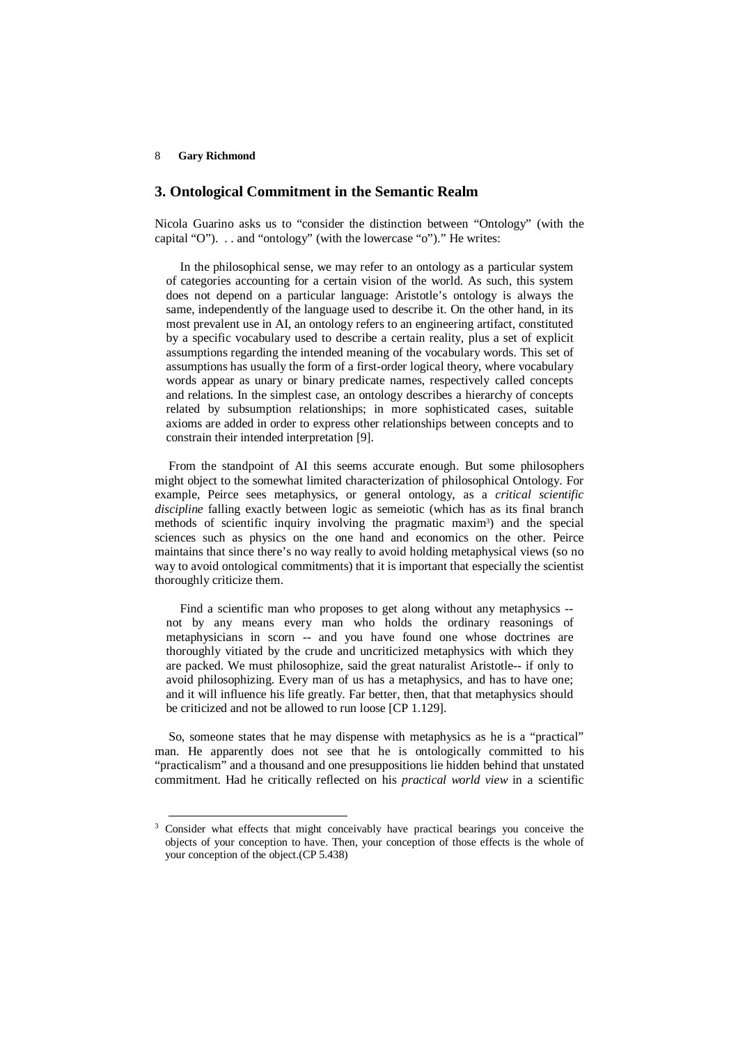## 3. Ontological Commitment in the Semantic Realm

Nicola Guarino asks us to "consider the distinction between "Ontology" (with the capital "O"). . . and "ontology" (with the lowercase "o")." He writes:

> In the philosophical sense, we may refer to an ontology as a particular system of categories accounting for a certain vision of the world. As such, this system does not depend on a particular language: Aristotle's ontology is always the same, independently of the language used to describe it. On the other hand, in its most prevalent use in AI, an ontology refers to an engineering artifact, constituted by a specific vocabulary used to describe a certain reality, plus a set of explicit assumptions regarding the intended meaning of the vocabulary words. This set of assumptions has usually the form of a first-order logical theory, where vocabulary words appear as unary or binary predicate names, respectively called concepts and relations. In the simplest case, an ontology describes a hierarchy of concepts related by subsumption relationships; in more sophisticated cases, suitable axioms are added in order to express other relationships between concepts and to constrain their intended interpretation [9].

From the standpoint of AI this seems accurate enough. But some philosophers might object to the somewhat limited characterization of philosophical Ontology. For example, Peirce sees metaphysics, or general ontology, as a *critical scientific discipline* falling exactly between logic as semeiotic (which has as its final branch methods of scientific inquiry involving the pragmatic maxim[3]) and the special sciences such as physics on the one hand and economics on the other. Peirce maintains that since there's no way really to avoid holding metaphysical views (so no way to avoid ontological commitments) that it is important that especially the scientist thoroughly criticize them.

> Find a scientific man who proposes to get along without any metaphysics -- not by any means every man who holds the ordinary reasonings of metaphysicians in scorn -- and you have found one whose doctrines are thoroughly vitiated by the crude and uncriticized metaphysics with which they are packed. We must philosophize, said the great naturalist Aristotle-- if only to avoid philosophizing. Every man of us has a metaphysics, and has to have one; and it will influence his life greatly. Far better, then, that that metaphysics should be criticized and not be allowed to run loose [CP 1.129].

So, someone states that he may dispense with metaphysics as he is a "practical" man. He apparently does not see that he is ontologically committed to his "practicalism" and a thousand and one presuppositions lie hidden behind that unstated commitment. Had he critically reflected on his *practical world view* in a scientific

---

[3] Consider what effects that might conceivably have practical bearings you conceive the objects of your conception to have. Then, your conception of those effects is the whole of your conception of the object.(CP 5.438)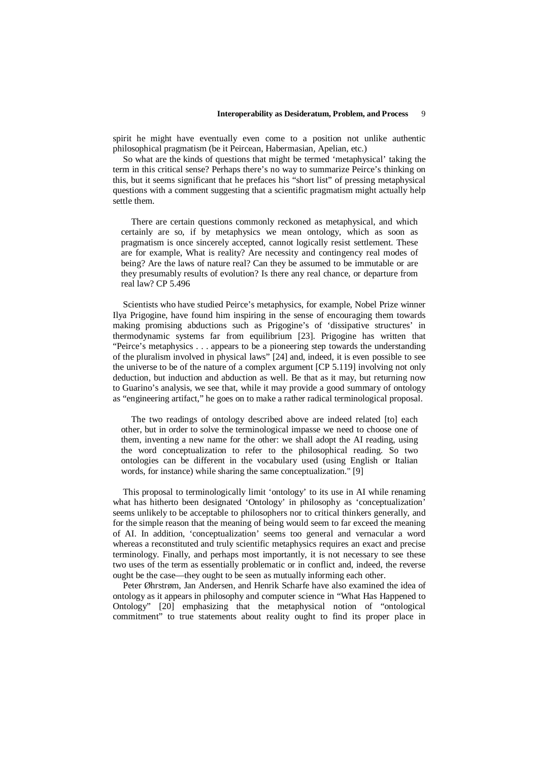spirit he might have eventually even come to a position not unlike authentic philosophical pragmatism (be it Peircean, Habermasian, Apelian, etc.)

So what are the kinds of questions that might be termed 'metaphysical' taking the term in this critical sense? Perhaps there's no way to summarize Peirce's thinking on this, but it seems significant that he prefaces his "short list" of pressing metaphysical questions with a comment suggesting that a scientific pragmatism might actually help settle them.

> There are certain questions commonly reckoned as metaphysical, and which certainly are so, if by metaphysics we mean ontology, which as soon as pragmatism is once sincerely accepted, cannot logically resist settlement. These are for example, What is reality? Are necessity and contingency real modes of being? Are the laws of nature real? Can they be assumed to be immutable or are they presumably results of evolution? Is there any real chance, or departure from real law? CP 5.496

Scientists who have studied Peirce's metaphysics, for example, Nobel Prize winner Ilya Prigogine, have found him inspiring in the sense of encouraging them towards making promising abductions such as Prigogine's of 'dissipative structures' in thermodynamic systems far from equilibrium [23]. Prigogine has written that "Peirce's metaphysics . . . appears to be a pioneering step towards the understanding of the pluralism involved in physical laws" [24] and, indeed, it is even possible to see the universe to be of the nature of a complex argument [CP 5.119] involving not only deduction, but induction and abduction as well. Be that as it may, but returning now to Guarino's analysis, we see that, while it may provide a good summary of ontology as "engineering artifact," he goes on to make a rather radical terminological proposal.

> The two readings of ontology described above are indeed related [to] each other, but in order to solve the terminological impasse we need to choose one of them, inventing a new name for the other: we shall adopt the AI reading, using the word conceptualization to refer to the philosophical reading. So two ontologies can be different in the vocabulary used (using English or Italian words, for instance) while sharing the same conceptualization." [9]

This proposal to terminologically limit 'ontology' to its use in AI while renaming what has hitherto been designated 'Ontology' in philosophy as 'conceptualization' seems unlikely to be acceptable to philosophers nor to critical thinkers generally, and for the simple reason that the meaning of being would seem to far exceed the meaning of AI. In addition, 'conceptualization' seems too general and vernacular a word whereas a reconstituted and truly scientific metaphysics requires an exact and precise terminology. Finally, and perhaps most importantly, it is not necessary to see these two uses of the term as essentially problematic or in conflict and, indeed, the reverse ought be the case—they ought to be seen as mutually informing each other.

Peter Øhrstrøm, Jan Andersen, and Henrik Scharfe have also examined the idea of ontology as it appears in philosophy and computer science in "What Has Happened to Ontology" [20] emphasizing that the metaphysical notion of "ontological commitment" to true statements about reality ought to find its proper place in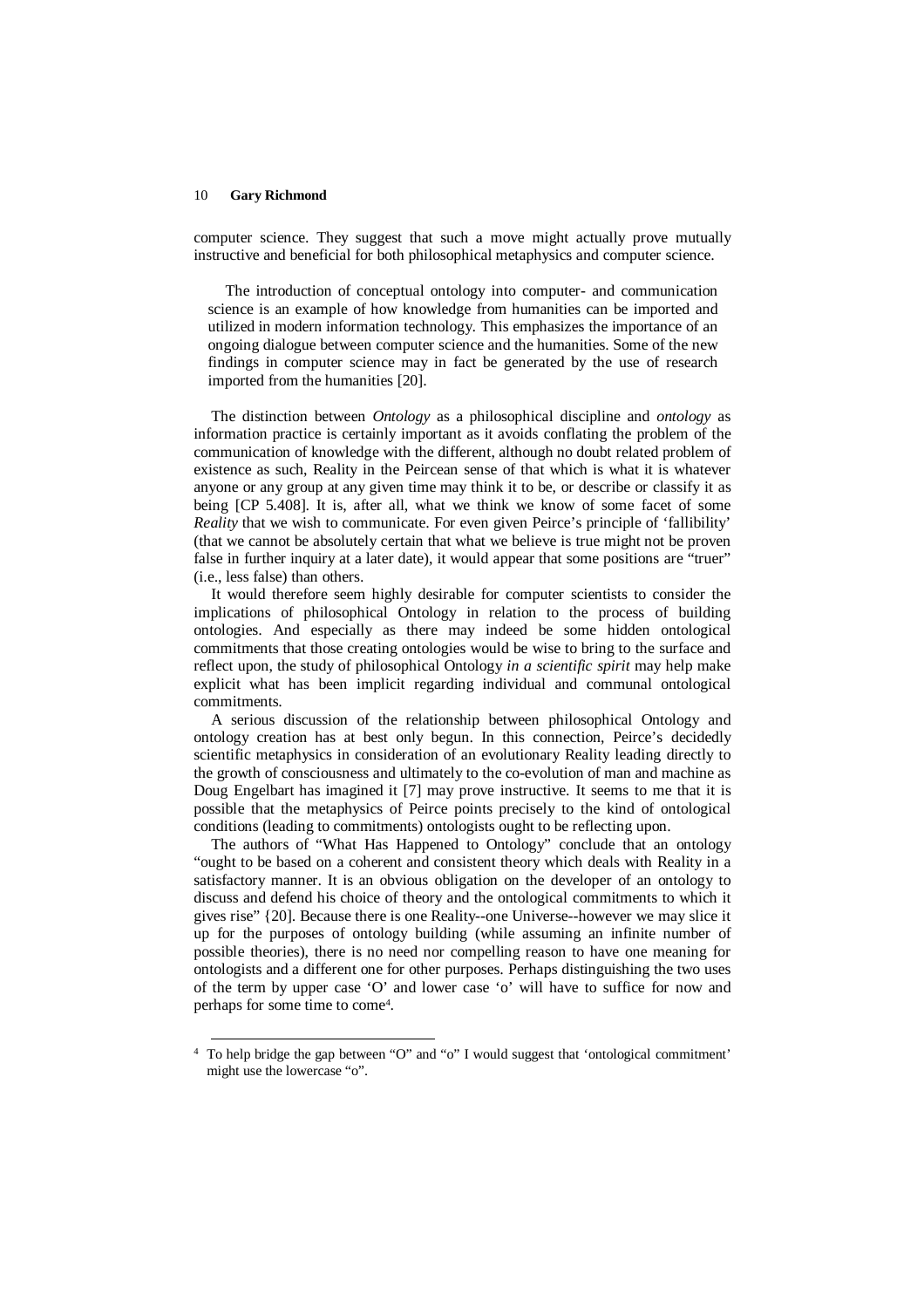computer science. They suggest that such a move might actually prove mutually instructive and beneficial for both philosophical metaphysics and computer science.

> The introduction of conceptual ontology into computer- and communication science is an example of how knowledge from humanities can be imported and utilized in modern information technology. This emphasizes the importance of an ongoing dialogue between computer science and the humanities. Some of the new findings in computer science may in fact be generated by the use of research imported from the humanities [20].

The distinction between *Ontology* as a philosophical discipline and *ontology* as information practice is certainly important as it avoids conflating the problem of the communication of knowledge with the different, although no doubt related problem of existence as such, Reality in the Peircean sense of that which is what it is whatever anyone or any group at any given time may think it to be, or describe or classify it as being [CP 5.408]. It is, after all, what we think we know of some facet of some *Reality* that we wish to communicate. For even given Peirce's principle of 'fallibility' (that we cannot be absolutely certain that what we believe is true might not be proven false in further inquiry at a later date), it would appear that some positions are "truer" (i.e., less false) than others.

It would therefore seem highly desirable for computer scientists to consider the implications of philosophical Ontology in relation to the process of building ontologies. And especially as there may indeed be some hidden ontological commitments that those creating ontologies would be wise to bring to the surface and reflect upon, the study of philosophical Ontology *in a scientific spirit* may help make explicit what has been implicit regarding individual and communal ontological commitments.

A serious discussion of the relationship between philosophical Ontology and ontology creation has at best only begun. In this connection, Peirce's decidedly scientific metaphysics in consideration of an evolutionary Reality leading directly to the growth of consciousness and ultimately to the co-evolution of man and machine as Doug Engelbart has imagined it [7] may prove instructive. It seems to me that it is possible that the metaphysics of Peirce points precisely to the kind of ontological conditions (leading to commitments) ontologists ought to be reflecting upon.

The authors of "What Has Happened to Ontology" conclude that an ontology "ought to be based on a coherent and consistent theory which deals with Reality in a satisfactory manner. It is an obvious obligation on the developer of an ontology to discuss and defend his choice of theory and the ontological commitments to which it gives rise" {20]. Because there is one Reality--one Universe--however we may slice it up for the purposes of ontology building (while assuming an infinite number of possible theories), there is no need nor compelling reason to have one meaning for ontologists and a different one for other purposes. Perhaps distinguishing the two uses of the term by upper case 'O' and lower case 'o' will have to suffice for now and perhaps for some time to come[4].

[4] To help bridge the gap between "O" and "o" I would suggest that 'ontological commitment' might use the lowercase "o".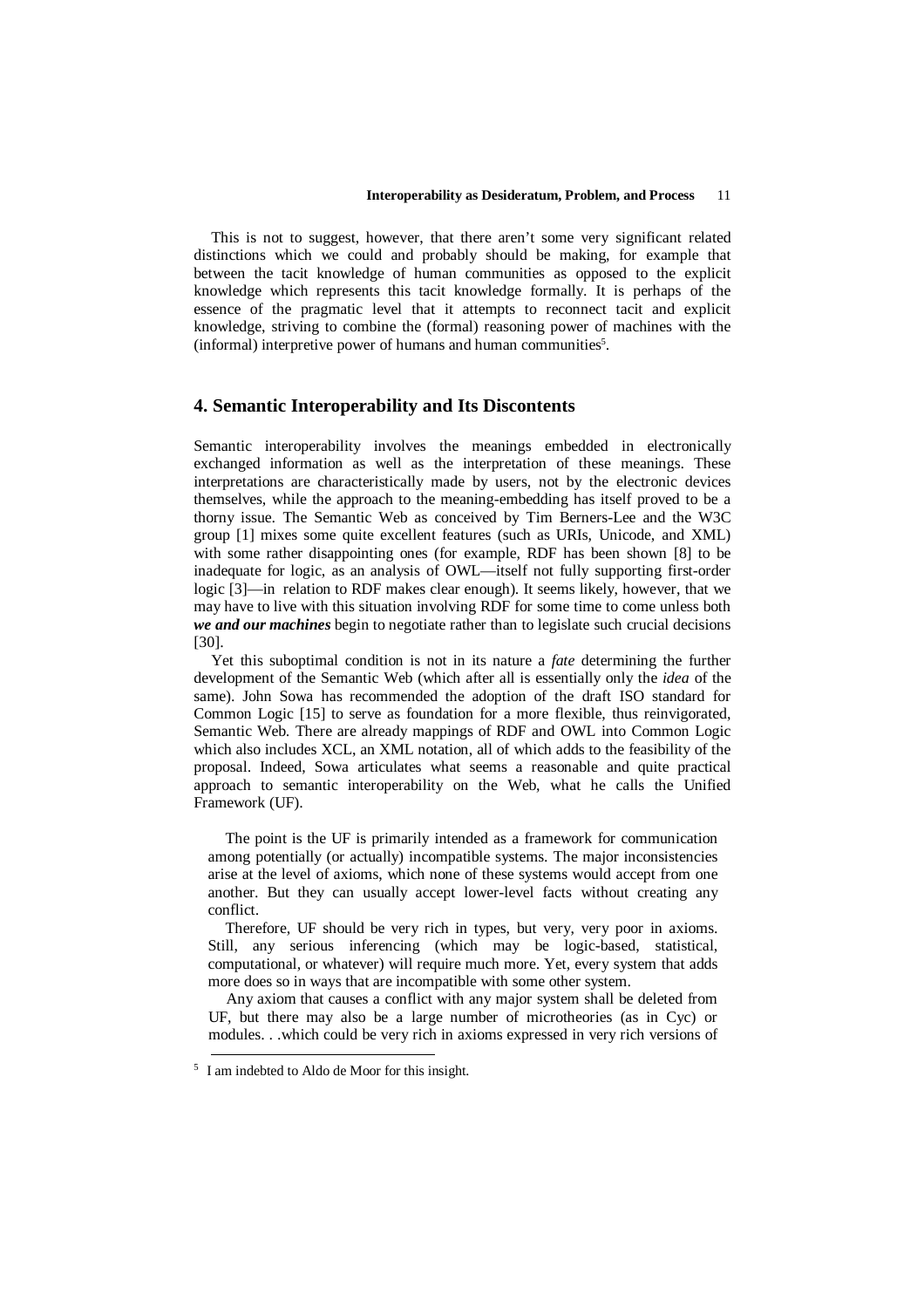This is not to suggest, however, that there aren't some very significant related distinctions which we could and probably should be making, for example that between the tacit knowledge of human communities as opposed to the explicit knowledge which represents this tacit knowledge formally. It is perhaps of the essence of the pragmatic level that it attempts to reconnect tacit and explicit knowledge, striving to combine the (formal) reasoning power of machines with the (informal) interpretive power of humans and human communities[5].

## 4. Semantic Interoperability and Its Discontents

Semantic interoperability involves the meanings embedded in electronically exchanged information as well as the interpretation of these meanings. These interpretations are characteristically made by users, not by the electronic devices themselves, while the approach to the meaning-embedding has itself proved to be a thorny issue. The Semantic Web as conceived by Tim Berners-Lee and the W3C group [1] mixes some quite excellent features (such as URIs, Unicode, and XML) with some rather disappointing ones (for example, RDF has been shown [8] to be inadequate for logic, as an analysis of OWL—itself not fully supporting first-order logic [3]—in relation to RDF makes clear enough). It seems likely, however, that we may have to live with this situation involving RDF for some time to come unless both ***we and our machines*** begin to negotiate rather than to legislate such crucial decisions [30].

Yet this suboptimal condition is not in its nature a *fate* determining the further development of the Semantic Web (which after all is essentially only the *idea* of the same). John Sowa has recommended the adoption of the draft ISO standard for Common Logic [15] to serve as foundation for a more flexible, thus reinvigorated, Semantic Web. There are already mappings of RDF and OWL into Common Logic which also includes XCL, an XML notation, all of which adds to the feasibility of the proposal. Indeed, Sowa articulates what seems a reasonable and quite practical approach to semantic interoperability on the Web, what he calls the Unified Framework (UF).

> The point is the UF is primarily intended as a framework for communication among potentially (or actually) incompatible systems. The major inconsistencies arise at the level of axioms, which none of these systems would accept from one another. But they can usually accept lower-level facts without creating any conflict.
>
> Therefore, UF should be very rich in types, but very, very poor in axioms. Still, any serious inferencing (which may be logic-based, statistical, computational, or whatever) will require much more. Yet, every system that adds more does so in ways that are incompatible with some other system.
>
> Any axiom that causes a conflict with any major system shall be deleted from UF, but there may also be a large number of microtheories (as in Cyc) or modules. . .which could be very rich in axioms expressed in very rich versions of

[5] I am indebted to Aldo de Moor for this insight.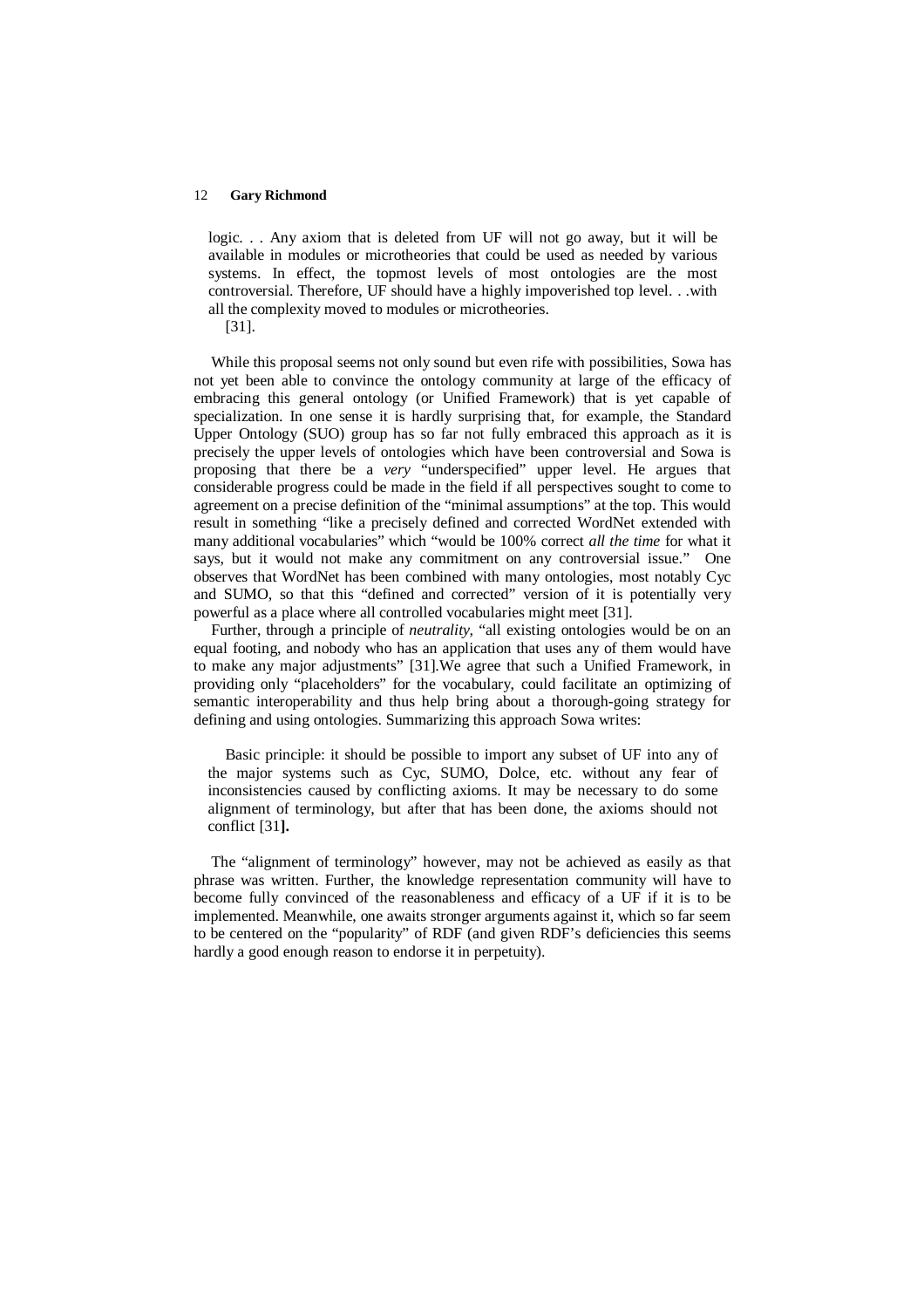> logic. . . Any axiom that is deleted from UF will not go away, but it will be available in modules or microtheories that could be used as needed by various systems. In effect, the topmost levels of most ontologies are the most controversial. Therefore, UF should have a highly impoverished top level. . .with all the complexity moved to modules or microtheories.
> [31].

While this proposal seems not only sound but even rife with possibilities, Sowa has not yet been able to convince the ontology community at large of the efficacy of embracing this general ontology (or Unified Framework) that is yet capable of specialization. In one sense it is hardly surprising that, for example, the Standard Upper Ontology (SUO) group has so far not fully embraced this approach as it is precisely the upper levels of ontologies which have been controversial and Sowa is proposing that there be a *very* "underspecified" upper level. He argues that considerable progress could be made in the field if all perspectives sought to come to agreement on a precise definition of the "minimal assumptions" at the top. This would result in something "like a precisely defined and corrected WordNet extended with many additional vocabularies" which "would be 100% correct *all the time* for what it says, but it would not make any commitment on any controversial issue." One observes that WordNet has been combined with many ontologies, most notably Cyc and SUMO, so that this "defined and corrected" version of it is potentially very powerful as a place where all controlled vocabularies might meet [31].

Further, through a principle of *neutrality*, "all existing ontologies would be on an equal footing, and nobody who has an application that uses any of them would have to make any major adjustments" [31].We agree that such a Unified Framework, in providing only "placeholders" for the vocabulary, could facilitate an optimizing of semantic interoperability and thus help bring about a thorough-going strategy for defining and using ontologies. Summarizing this approach Sowa writes:

> Basic principle: it should be possible to import any subset of UF into any of the major systems such as Cyc, SUMO, Dolce, etc. without any fear of inconsistencies caused by conflicting axioms. It may be necessary to do some alignment of terminology, but after that has been done, the axioms should not conflict [31**].**

The "alignment of terminology" however, may not be achieved as easily as that phrase was written. Further, the knowledge representation community will have to become fully convinced of the reasonableness and efficacy of a UF if it is to be implemented. Meanwhile, one awaits stronger arguments against it, which so far seem to be centered on the "popularity" of RDF (and given RDF's deficiencies this seems hardly a good enough reason to endorse it in perpetuity).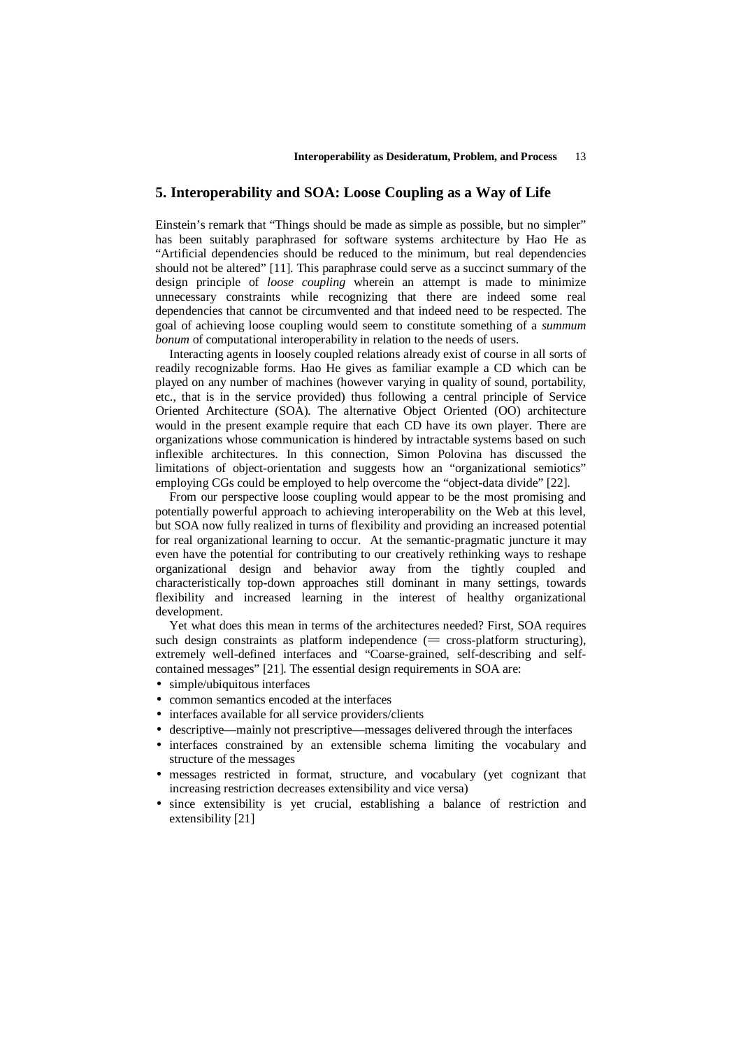## 5. Interoperability and SOA: Loose Coupling as a Way of Life

Einstein's remark that "Things should be made as simple as possible, but no simpler" has been suitably paraphrased for software systems architecture by Hao He as "Artificial dependencies should be reduced to the minimum, but real dependencies should not be altered" [11]. This paraphrase could serve as a succinct summary of the design principle of *loose coupling* wherein an attempt is made to minimize unnecessary constraints while recognizing that there are indeed some real dependencies that cannot be circumvented and that indeed need to be respected. The goal of achieving loose coupling would seem to constitute something of a *summum bonum* of computational interoperability in relation to the needs of users.

Interacting agents in loosely coupled relations already exist of course in all sorts of readily recognizable forms. Hao He gives as familiar example a CD which can be played on any number of machines (however varying in quality of sound, portability, etc., that is in the service provided) thus following a central principle of Service Oriented Architecture (SOA). The alternative Object Oriented (OO) architecture would in the present example require that each CD have its own player. There are organizations whose communication is hindered by intractable systems based on such inflexible architectures. In this connection, Simon Polovina has discussed the limitations of object-orientation and suggests how an "organizational semiotics" employing CGs could be employed to help overcome the "object-data divide" [22].

From our perspective loose coupling would appear to be the most promising and potentially powerful approach to achieving interoperability on the Web at this level, but SOA now fully realized in turns of flexibility and providing an increased potential for real organizational learning to occur. At the semantic-pragmatic juncture it may even have the potential for contributing to our creatively rethinking ways to reshape organizational design and behavior away from the tightly coupled and characteristically top-down approaches still dominant in many settings, towards flexibility and increased learning in the interest of healthy organizational development.

Yet what does this mean in terms of the architectures needed? First, SOA requires such design constraints as platform independence (═ cross-platform structuring), extremely well-defined interfaces and "Coarse-grained, self-describing and self-contained messages" [21]. The essential design requirements in SOA are:

- simple/ubiquitous interfaces
- common semantics encoded at the interfaces
- interfaces available for all service providers/clients
- descriptive—mainly not prescriptive—messages delivered through the interfaces
- interfaces constrained by an extensible schema limiting the vocabulary and structure of the messages
- messages restricted in format, structure, and vocabulary (yet cognizant that increasing restriction decreases extensibility and vice versa)
- since extensibility is yet crucial, establishing a balance of restriction and extensibility [21]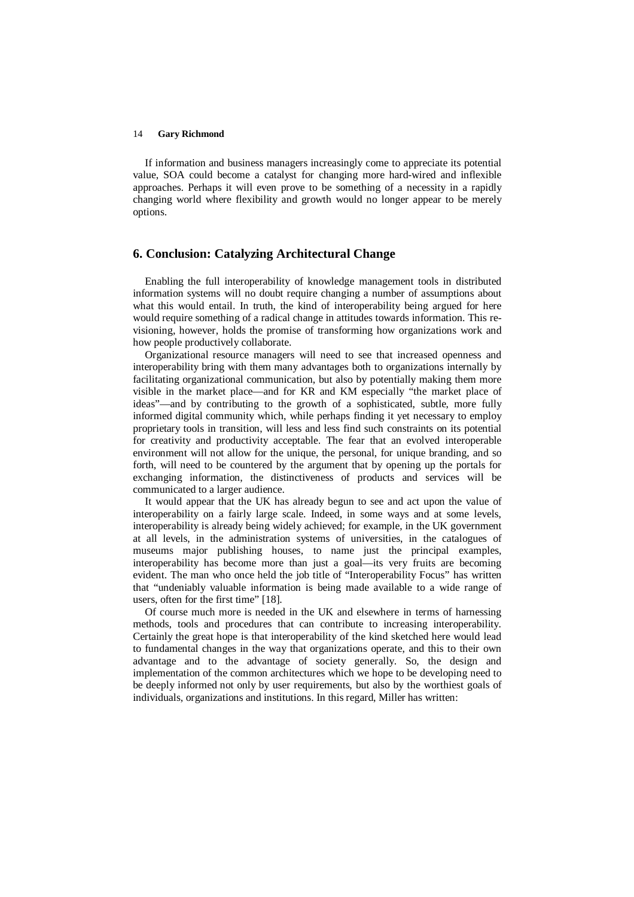If information and business managers increasingly come to appreciate its potential value, SOA could become a catalyst for changing more hard-wired and inflexible approaches. Perhaps it will even prove to be something of a necessity in a rapidly changing world where flexibility and growth would no longer appear to be merely options.

## 6. Conclusion: Catalyzing Architectural Change

Enabling the full interoperability of knowledge management tools in distributed information systems will no doubt require changing a number of assumptions about what this would entail. In truth, the kind of interoperability being argued for here would require something of a radical change in attitudes towards information. This re-visioning, however, holds the promise of transforming how organizations work and how people productively collaborate.

Organizational resource managers will need to see that increased openness and interoperability bring with them many advantages both to organizations internally by facilitating organizational communication, but also by potentially making them more visible in the market place—and for KR and KM especially "the market place of ideas"—and by contributing to the growth of a sophisticated, subtle, more fully informed digital community which, while perhaps finding it yet necessary to employ proprietary tools in transition, will less and less find such constraints on its potential for creativity and productivity acceptable. The fear that an evolved interoperable environment will not allow for the unique, the personal, for unique branding, and so forth, will need to be countered by the argument that by opening up the portals for exchanging information, the distinctiveness of products and services will be communicated to a larger audience.

It would appear that the UK has already begun to see and act upon the value of interoperability on a fairly large scale. Indeed, in some ways and at some levels, interoperability is already being widely achieved; for example, in the UK government at all levels, in the administration systems of universities, in the catalogues of museums major publishing houses, to name just the principal examples, interoperability has become more than just a goal—its very fruits are becoming evident. The man who once held the job title of "Interoperability Focus" has written that "undeniably valuable information is being made available to a wide range of users, often for the first time" [18].

Of course much more is needed in the UK and elsewhere in terms of harnessing methods, tools and procedures that can contribute to increasing interoperability. Certainly the great hope is that interoperability of the kind sketched here would lead to fundamental changes in the way that organizations operate, and this to their own advantage and to the advantage of society generally. So, the design and implementation of the common architectures which we hope to be developing need to be deeply informed not only by user requirements, but also by the worthiest goals of individuals, organizations and institutions. In this regard, Miller has written: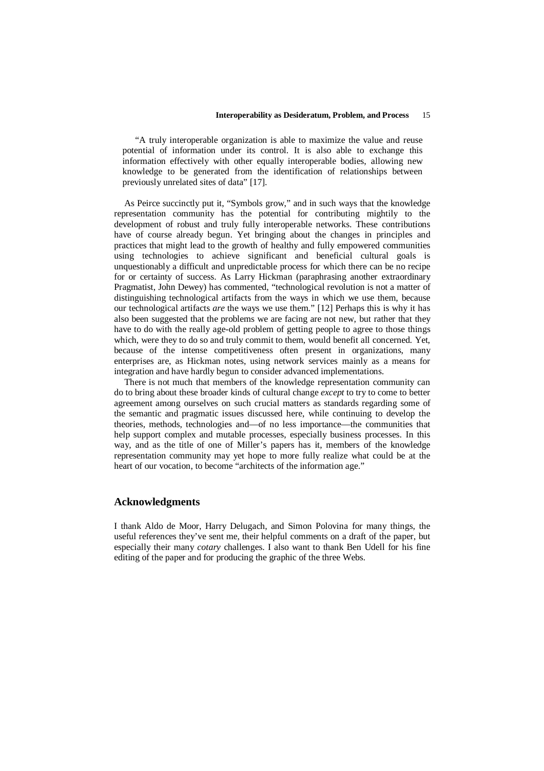> "A truly interoperable organization is able to maximize the value and reuse potential of information under its control. It is also able to exchange this information effectively with other equally interoperable bodies, allowing new knowledge to be generated from the identification of relationships between previously unrelated sites of data" [17].

As Peirce succinctly put it, "Symbols grow," and in such ways that the knowledge representation community has the potential for contributing mightily to the development of robust and truly fully interoperable networks. These contributions have of course already begun. Yet bringing about the changes in principles and practices that might lead to the growth of healthy and fully empowered communities using technologies to achieve significant and beneficial cultural goals is unquestionably a difficult and unpredictable process for which there can be no recipe for or certainty of success. As Larry Hickman (paraphrasing another extraordinary Pragmatist, John Dewey) has commented, "technological revolution is not a matter of distinguishing technological artifacts from the ways in which we use them, because our technological artifacts *are* the ways we use them." [12] Perhaps this is why it has also been suggested that the problems we are facing are not new, but rather that they have to do with the really age-old problem of getting people to agree to those things which, were they to do so and truly commit to them, would benefit all concerned. Yet, because of the intense competitiveness often present in organizations, many enterprises are, as Hickman notes, using network services mainly as a means for integration and have hardly begun to consider advanced implementations.

There is not much that members of the knowledge representation community can do to bring about these broader kinds of cultural change *except* to try to come to better agreement among ourselves on such crucial matters as standards regarding some of the semantic and pragmatic issues discussed here, while continuing to develop the theories, methods, technologies and—of no less importance—the communities that help support complex and mutable processes, especially business processes. In this way, and as the title of one of Miller's papers has it, members of the knowledge representation community may yet hope to more fully realize what could be at the heart of our vocation, to become "architects of the information age."

## Acknowledgments

I thank Aldo de Moor, Harry Delugach, and Simon Polovina for many things, the useful references they've sent me, their helpful comments on a draft of the paper, but especially their many *cotary* challenges. I also want to thank Ben Udell for his fine editing of the paper and for producing the graphic of the three Webs.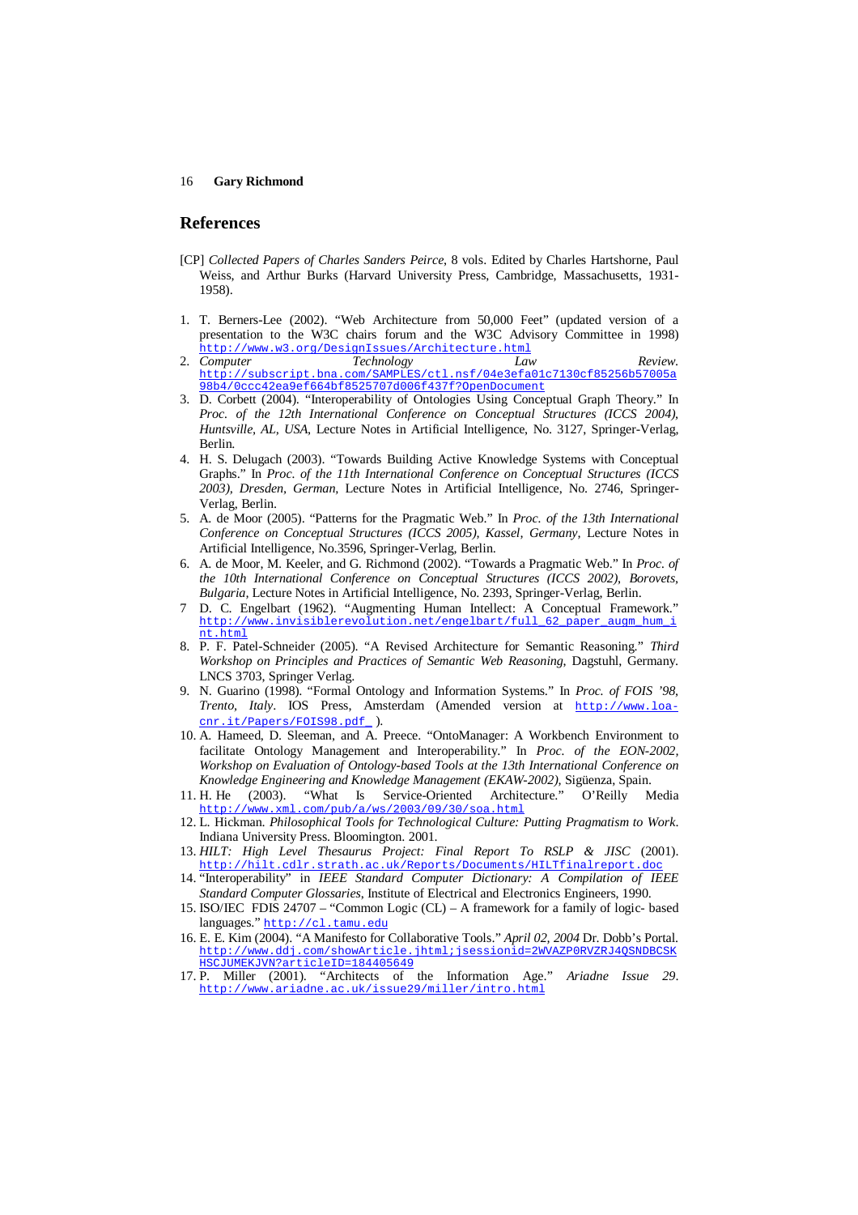## References

[CP] *Collected Papers of Charles Sanders Peirce*, 8 vols. Edited by Charles Hartshorne, Paul Weiss, and Arthur Burks (Harvard University Press, Cambridge, Massachusetts, 1931-1958).

1. T. Berners-Lee (2002). "Web Architecture from 50,000 Feet" (updated version of a presentation to the W3C chairs forum and the W3C Advisory Committee in 1998) http://www.w3.org/DesignIssues/Architecture.html
2. *Computer Technology Law Review.* http://subscript.bna.com/SAMPLES/ctl.nsf/04e3efa01c7130cf85256b57005a98b4/0ccc42ea9ef664bf8525707d006f437f?OpenDocument
3. D. Corbett (2004). "Interoperability of Ontologies Using Conceptual Graph Theory." In *Proc. of the 12th International Conference on Conceptual Structures (ICCS 2004), Huntsville, AL, USA*, Lecture Notes in Artificial Intelligence, No. 3127, Springer-Verlag, Berlin.
4. H. S. Delugach (2003). "Towards Building Active Knowledge Systems with Conceptual Graphs." In *Proc. of the 11th International Conference on Conceptual Structures (ICCS 2003), Dresden, German*, Lecture Notes in Artificial Intelligence, No. 2746, Springer-Verlag, Berlin.
5. A. de Moor (2005). "Patterns for the Pragmatic Web." In *Proc. of the 13th International Conference on Conceptual Structures (ICCS 2005), Kassel, Germany*, Lecture Notes in Artificial Intelligence, No.3596, Springer-Verlag, Berlin.
6. A. de Moor, M. Keeler, and G. Richmond (2002). "Towards a Pragmatic Web." In *Proc. of the 10th International Conference on Conceptual Structures (ICCS 2002), Borovets, Bulgaria*, Lecture Notes in Artificial Intelligence, No. 2393, Springer-Verlag, Berlin.
7. D. C. Engelbart (1962). "Augmenting Human Intellect: A Conceptual Framework." http://www.invisiblerevolution.net/engelbart/full_62_paper_augm_hum_int.html
8. P. F. Patel-Schneider (2005). "A Revised Architecture for Semantic Reasoning." *Third Workshop on Principles and Practices of Semantic Web Reasoning*, Dagstuhl, Germany. LNCS 3703, Springer Verlag.
9. N. Guarino (1998). "Formal Ontology and Information Systems." In *Proc. of FOIS '98, Trento, Italy*. IOS Press, Amsterdam (Amended version at http://www.loa-cnr.it/Papers/FOIS98.pdf ).
10. A. Hameed, D. Sleeman, and A. Preece. "OntoManager: A Workbench Environment to facilitate Ontology Management and Interoperability." In *Proc. of the EON-2002, Workshop on Evaluation of Ontology-based Tools at the 13th International Conference on Knowledge Engineering and Knowledge Management (EKAW-2002)*, Sigüenza, Spain.
11. H. He (2003). "What Is Service-Oriented Architecture." O'Reilly Media http://www.xml.com/pub/a/ws/2003/09/30/soa.html
12. L. Hickman. *Philosophical Tools for Technological Culture: Putting Pragmatism to Work*. Indiana University Press. Bloomington. 2001.
13. *HILT: High Level Thesaurus Project: Final Report To RSLP & JISC* (2001). http://hilt.cdlr.strath.ac.uk/Reports/Documents/HILTfinalreport.doc
14. "Interoperability" in *IEEE Standard Computer Dictionary: A Compilation of IEEE Standard Computer Glossaries*, Institute of Electrical and Electronics Engineers, 1990.
15. ISO/IEC FDIS 24707 – "Common Logic (CL) – A framework for a family of logic- based languages." http://cl.tamu.edu
16. E. E. Kim (2004). "A Manifesto for Collaborative Tools." *April 02, 2004* Dr. Dobb's Portal. http://www.ddj.com/showArticle.jhtml;jsessionid=2WVAZP0RVZRJ4QSNDBCSKHSCJUMEKJVN?articleID=184405649
17. P. Miller (2001). "Architects of the Information Age." *Ariadne Issue 29*. http://www.ariadne.ac.uk/issue29/miller/intro.html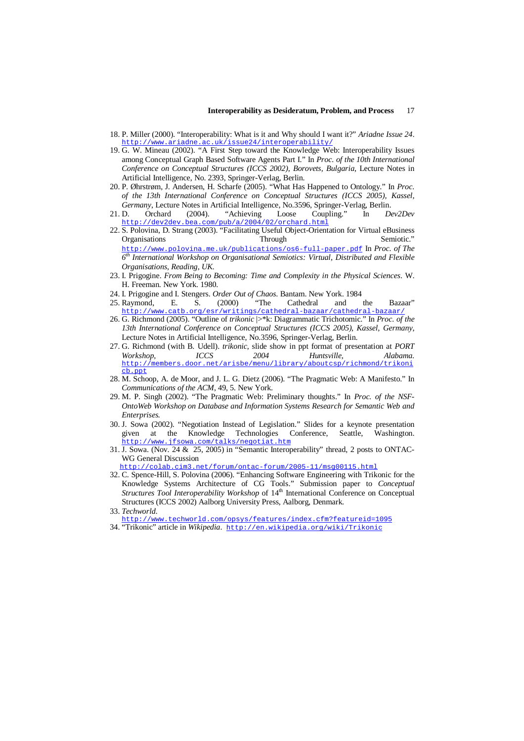18. P. Miller (2000). "Interoperability: What is it and Why should I want it?" *Ariadne Issue 24*. http://www.ariadne.ac.uk/issue24/interoperability/
19. G. W. Mineau (2002). "A First Step toward the Knowledge Web: Interoperability Issues among Conceptual Graph Based Software Agents Part I." In *Proc. of the 10th International Conference on Conceptual Structures (ICCS 2002), Borovets, Bulgaria*, Lecture Notes in Artificial Intelligence, No. 2393, Springer-Verlag, Berlin.
20. P. Øhrstrøm, J. Andersen, H. Scharfe (2005). "What Has Happened to Ontology." In *Proc. of the 13th International Conference on Conceptual Structures (ICCS 2005), Kassel, Germany*, Lecture Notes in Artificial Intelligence, No.3596, Springer-Verlag, Berlin.
21. D. Orchard (2004). "Achieving Loose Coupling." In *Dev2Dev* http://dev2dev.bea.com/pub/a/2004/02/orchard.html
22. S. Polovina, D. Strang (2003). "Facilitating Useful Object-Orientation for Virtual eBusiness Organisations Through Semiotic." http://www.polovina.me.uk/publications/os6-full-paper.pdf In *Proc. of The 6th International Workshop on Organisational Semiotics: Virtual, Distributed and Flexible Organisations, Reading, UK.*
23. I. Prigogine. *From Being to Becoming: Time and Complexity in the Physical Sciences*. W. H. Freeman. New York. 1980.
24. I. Prigogine and I. Stengers. *Order Out of Chaos*. Bantam. New York. 1984
25. Raymond, E. S. (2000) "The Cathedral and the Bazaar" http://www.catb.org/esr/writings/cathedral-bazaar/cathedral-bazaar/
26. G. Richmond (2005). "Outline of *trikonic* |>*k: Diagrammatic Trichotomic." In *Proc. of the 13th International Conference on Conceptual Structures (ICCS 2005), Kassel, Germany*, Lecture Notes in Artificial Intelligence, No.3596, Springer-Verlag, Berlin.
27. G. Richmond (with B. Udell). *trikonic*, slide show in ppt format of presentation at *PORT Workshop, ICCS 2004 Huntsville, Alabama.* http://members.door.net/arisbe/menu/library/aboutcsp/richmond/trikonicb.ppt
28. M. Schoop, A. de Moor, and J. L. G. Dietz (2006). "The Pragmatic Web: A Manifesto." In *Communications of the ACM*, 49, 5. New York.
29. M. P. Singh (2002). "The Pragmatic Web: Preliminary thoughts." In *Proc. of the NSF-OntoWeb Workshop on Database and Information Systems Research for Semantic Web and Enterprises.*
30. J. Sowa (2002). "Negotiation Instead of Legislation." Slides for a keynote presentation given at the Knowledge Technologies Conference, Seattle, Washington. http://www.jfsowa.com/talks/negotiat.htm
31. J. Sowa. (Nov. 24 & 25, 2005) in "Semantic Interoperability" thread, 2 posts to ONTAC-WG General Discussion http://colab.cim3.net/forum/ontac-forum/2005-11/msg00115.html
32. C. Spence-Hill, S. Polovina (2006). "Enhancing Software Engineering with Trikonic for the Knowledge Systems Architecture of CG Tools." Submission paper to *Conceptual Structures Tool Interoperability Workshop* of 14th International Conference on Conceptual Structures (ICCS 2002) Aalborg University Press, Aalborg, Denmark.
33. *Techworld*. http://www.techworld.com/opsys/features/index.cfm?featureid=1095
34. "Trikonic" article in *Wikipedia*. http://en.wikipedia.org/wiki/Trikonic